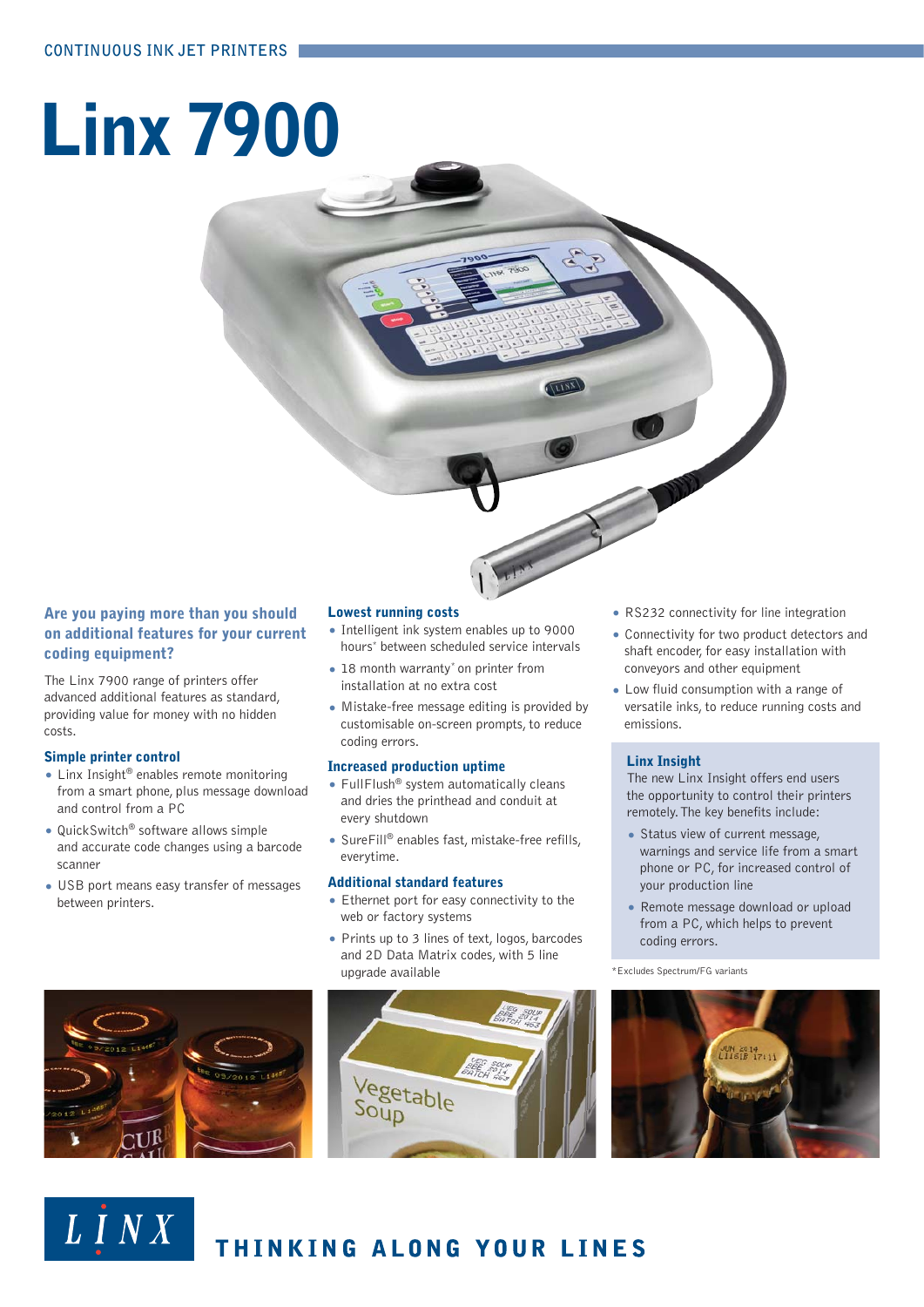CONTINUOUS INK JET PRINTERS

# Linx 7900

## Are you paying more than you should on additional features for your current coding equipment?

The Linx 7900 range of printers offer advanced additional features as standard, providing value for money with no hidden costs.

### Simple printer control

- Linx Insight® enables remote monitoring from a smart phone, plus message download and control from a PC
- QuickSwitch® software allows simple and accurate code changes using a barcode scanner
- USB port means easy transfer of messages between printers.

### Lowest running costs

- Intelligent ink system enables up to 9000 hours* between scheduled service intervals
- 18 month warranty* on printer from installation at no extra cost
- Mistake-free message editing is provided by customisable on-screen prompts, to reduce coding errors.

### Increased production uptime

- FullFlush® system automatically cleans and dries the printhead and conduit at every shutdown
- SureFill® enables fast, mistake-free refills, everytime.

### Additional standard features

- Ethernet port for easy connectivity to the web or factory systems
- Prints up to 3 lines of text, logos, barcodes and 2D Data Matrix codes, with 5 line upgrade available
- RS232 connectivity for line integration
- Connectivity for two product detectors and shaft encoder, for easy installation with conveyors and other equipment
- Low fluid consumption with a range of versatile inks, to reduce running costs and emissions.

### Linx Insight

The new Linx Insight offers end users the opportunity to control their printers remotely. The key benefits include:

- Status view of current message, warnings and service life from a smart phone or PC, for increased control of your production line
- Remote message download or upload from a PC, which helps to prevent coding errors.

*Excludes Spectrum/FG variants

LINX THINKING ALONG YOUR LINES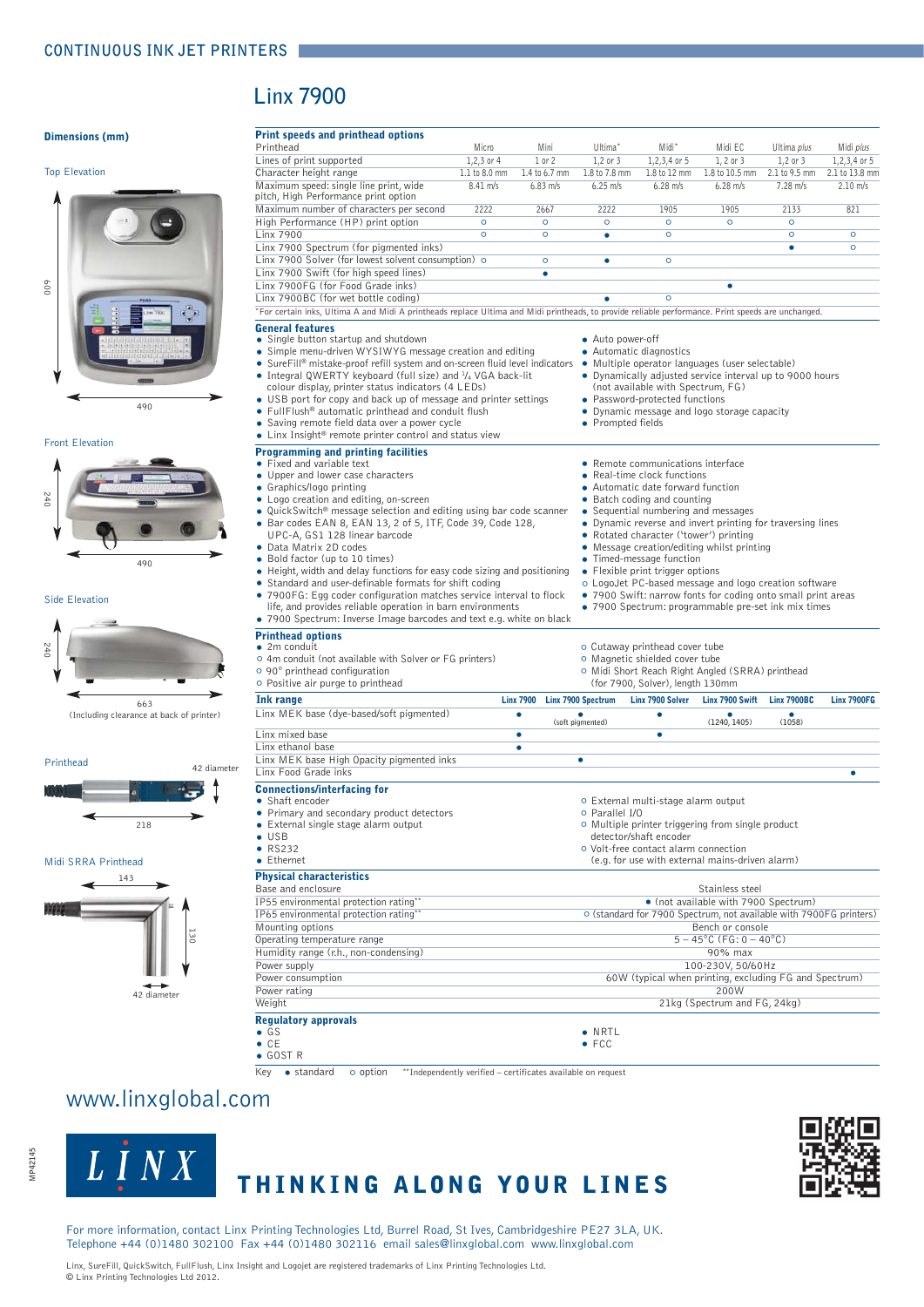# Linx 7900

## Dimensions (mm)

Top Elevation

600

490

Front Elevation

240

490

Side Elevation

240

663
(Including clearance at back of printer)

Printhead

42 diameter

218

Midi SRRA Printhead

143

130

42 diameter

## Print speeds and printhead options

| Printhead | Micro | Mini | Ultima* | Midi* | Midi EC | Ultima *plus* | Midi *plus* |
|---|---|---|---|---|---|---|---|
| Lines of print supported | 1,2,3 or 4 | 1 or 2 | 1,2 or 3 | 1,2,3,4 or 5 | 1, 2 or 3 | 1,2 or 3 | 1,2,3,4 or 5 |
| Character height range | 1.1 to 8.0 mm | 1.4 to 6.7 mm | 1.8 to 7.8 mm | 1.8 to 12 mm | 1.8 to 10.5 mm | 2.1 to 9.5 mm | 2.1 to 13.8 mm |
| Maximum speed: single line print, wide pitch, High Performance print option | 8.41 m/s | 6.83 m/s | 6.25 m/s | 6.28 m/s | 6.28 m/s | 7.28 m/s | 2.10 m/s |
| Maximum number of characters per second | 2222 | 2667 | 2222 | 1905 | 1905 | 2133 | 821 |
| High Performance (HP) print option | ○ | ○ | ○ | ○ | ○ | ○ | |
| Linx 7900 | ○ | ○ | ● | ○ | | ○ | ○ |
| Linx 7900 Spectrum (for pigmented inks) | | | | | | ● | ○ |
| Linx 7900 Solver (for lowest solvent consumption) | ○ | ○ | ● | ○ | | | |
| Linx 7900 Swift (for high speed lines) | | ● | | | | | |
| Linx 7900FG (for Food Grade inks) | | | | | ● | | |
| Linx 7900BC (for wet bottle coding) | | | ● | ○ | | | |

*For certain inks, Ultima A and Midi A printheads replace Ultima and Midi printheads, to provide reliable performance. Print speeds are unchanged.

## General features

- Single button startup and shutdown
- Simple menu-driven WYSIWYG message creation and editing
- SureFill® mistake-proof refill system and on-screen fluid level indicators
- Integral QWERTY keyboard (full size) and ¼ VGA back-lit colour display, printer status indicators (4 LEDs)
- USB port for copy and back up of message and printer settings
- FullFlush® automatic printhead and conduit flush
- Saving remote field data over a power cycle
- Linx Insight® remote printer control and status view
- Auto power-off
- Automatic diagnostics
- Multiple operator languages (user selectable)
- Dynamically adjusted service interval up to 9000 hours (not available with Spectrum, FG)
- Password-protected functions
- Dynamic message and logo storage capacity
- Prompted fields

## Programming and printing facilities

- Fixed and variable text
- Upper and lower case characters
- Graphics/logo printing
- Logo creation and editing, on-screen
- QuickSwitch® message selection and editing using bar code scanner
- Bar codes EAN 8, EAN 13, 2 of 5, ITF, Code 39, Code 128, UPC-A, GS1 128 linear barcode
- Data Matrix 2D codes
- Bold factor (up to 10 times)
- Height, width and delay functions for easy code sizing and positioning
- Standard and user-definable formats for shift coding
- 7900FG: Egg coder configuration matches service interval to flock life, and provides reliable operation in barn environments
- 7900 Spectrum: Inverse Image barcodes and text e.g. white on black
- Remote communications interface
- Real-time clock functions
- Automatic date forward function
- Batch coding and counting
- Sequential numbering and messages
- Dynamic reverse and invert printing for traversing lines
- Rotated character ('tower') printing
- Message creation/editing whilst printing
- Timed-message function
- Flexible print trigger options
- ○ LogoJet PC-based message and logo creation software
- 7900 Swift: narrow fonts for coding onto small print areas
- 7900 Spectrum: programmable pre-set ink mix times

## Printhead options

- 2m conduit
- ○ 4m conduit (not available with Solver or FG printers)
- ○ 90° printhead configuration
- ○ Positive air purge to printhead
- ○ Cutaway printhead cover tube
- ○ Magnetic shielded cover tube
- ○ Midi Short Reach Right Angled (SRRA) printhead (for 7900, Solver), length 130mm

## Ink range

| Ink range | Linx 7900 | Linx 7900 Spectrum | Linx 7900 Solver | Linx 7900 Swift | Linx 7900BC | Linx 7900FG |
|---|---|---|---|---|---|---|
| Linx MEK base (dye-based/soft pigmented) | ● | ● (soft pigmented) | ● | ● (1240, 1405) | ● (1058) | |
| Linx mixed base | ● | | ● | | | |
| Linx ethanol base | ● | | | | | |
| Linx MEK base High Opacity pigmented inks | | ● | | | | |
| Linx Food Grade inks | | | | | | ● |

## Connections/interfacing for

- Shaft encoder
- Primary and secondary product detectors
- External single stage alarm output
- USB
- RS232
- Ethernet
- ○ External multi-stage alarm output
- ○ Parallel I/O
- ○ Multiple printer triggering from single product detector/shaft encoder
- ○ Volt-free contact alarm connection (e.g. for use with external mains-driven alarm)

## Physical characteristics

| | |
|---|---|
| Base and enclosure | Stainless steel |
| IP55 environmental protection rating** | ● (not available with 7900 Spectrum) |
| IP65 environmental protection rating** | ○ (standard for 7900 Spectrum, not available with 7900FG printers) |
| Mounting options | Bench or console |
| Operating temperature range | 5 – 45°C (FG: 0 – 40°C) |
| Humidity range (r.h., non-condensing) | 90% max |
| Power supply | 100-230V, 50/60Hz |
| Power consumption | 60W (typical when printing, excluding FG and Spectrum) |
| Power rating | 200W |
| Weight | 21kg (Spectrum and FG, 24kg) |

## Regulatory approvals

- GS
- CE
- GOST R
- NRTL
- FCC

Key ● standard ○ option **Independently verified – certificates available on request

www.linxglobal.com

LINX THINKING ALONG YOUR LINES

MP42145

For more information, contact Linx Printing Technologies Ltd, Burrel Road, St Ives, Cambridgeshire PE27 3LA, UK.
Telephone +44 (0)1480 302100 Fax +44 (0)1480 302116 email sales@linxglobal.com www.linxglobal.com

Linx, SureFill, QuickSwitch, FullFlush, Linx Insight and Logojet are registered trademarks of Linx Printing Technologies Ltd.
© Linx Printing Technologies Ltd 2012.